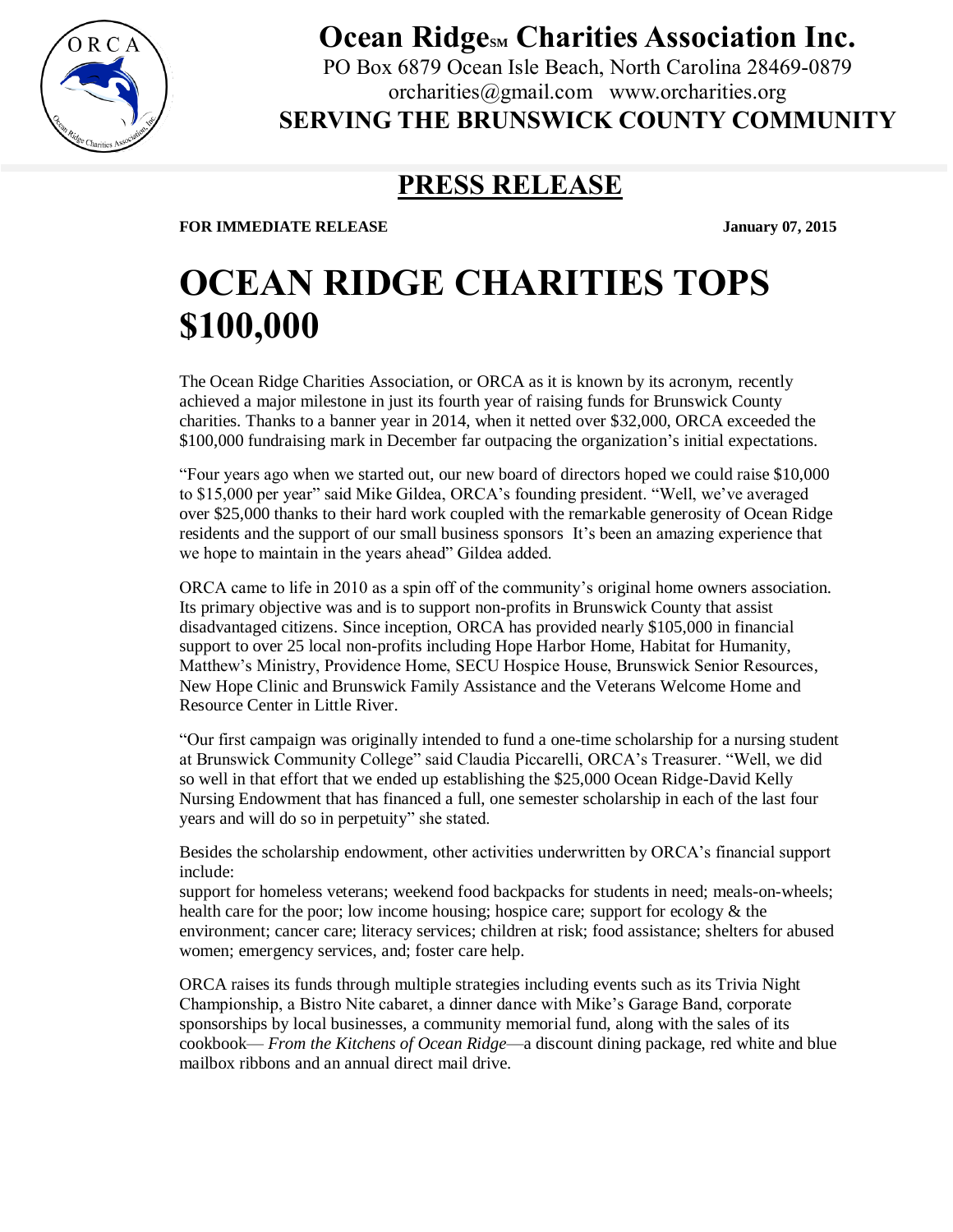# Ocean Ridge℠ Charities Association Inc.

PO Box 6879 Ocean Isle Beach, North Carolina 28469-0879
orcharities@gmail.com www.orcharities.org

**SERVING THE BRUNSWICK COUNTY COMMUNITY**

## PRESS RELEASE

**FOR IMMEDIATE RELEASE** **January 07, 2015**

# OCEAN RIDGE CHARITIES TOPS $100,000

The Ocean Ridge Charities Association, or ORCA as it is known by its acronym, recently achieved a major milestone in just its fourth year of raising funds for Brunswick County charities. Thanks to a banner year in 2014, when it netted over $32,000, ORCA exceeded the $100,000 fundraising mark in December far outpacing the organization's initial expectations.

"Four years ago when we started out, our new board of directors hoped we could raise $10,000 to $15,000 per year" said Mike Gildea, ORCA's founding president. "Well, we've averaged over $25,000 thanks to their hard work coupled with the remarkable generosity of Ocean Ridge residents and the support of our small business sponsors It's been an amazing experience that we hope to maintain in the years ahead" Gildea added.

ORCA came to life in 2010 as a spin off of the community's original home owners association. Its primary objective was and is to support non-profits in Brunswick County that assist disadvantaged citizens. Since inception, ORCA has provided nearly $105,000 in financial support to over 25 local non-profits including Hope Harbor Home, Habitat for Humanity, Matthew's Ministry, Providence Home, SECU Hospice House, Brunswick Senior Resources, New Hope Clinic and Brunswick Family Assistance and the Veterans Welcome Home and Resource Center in Little River.

"Our first campaign was originally intended to fund a one-time scholarship for a nursing student at Brunswick Community College" said Claudia Piccarelli, ORCA's Treasurer. "Well, we did so well in that effort that we ended up establishing the $25,000 Ocean Ridge-David Kelly Nursing Endowment that has financed a full, one semester scholarship in each of the last four years and will do so in perpetuity" she stated.

Besides the scholarship endowment, other activities underwritten by ORCA's financial support include:
support for homeless veterans; weekend food backpacks for students in need; meals-on-wheels; health care for the poor; low income housing; hospice care; support for ecology & the environment; cancer care; literacy services; children at risk; food assistance; shelters for abused women; emergency services, and; foster care help.

ORCA raises its funds through multiple strategies including events such as its Trivia Night Championship, a Bistro Nite cabaret, a dinner dance with Mike's Garage Band, corporate sponsorships by local businesses, a community memorial fund, along with the sales of its cookbook— *From the Kitchens of Ocean Ridge*—a discount dining package, red white and blue mailbox ribbons and an annual direct mail drive.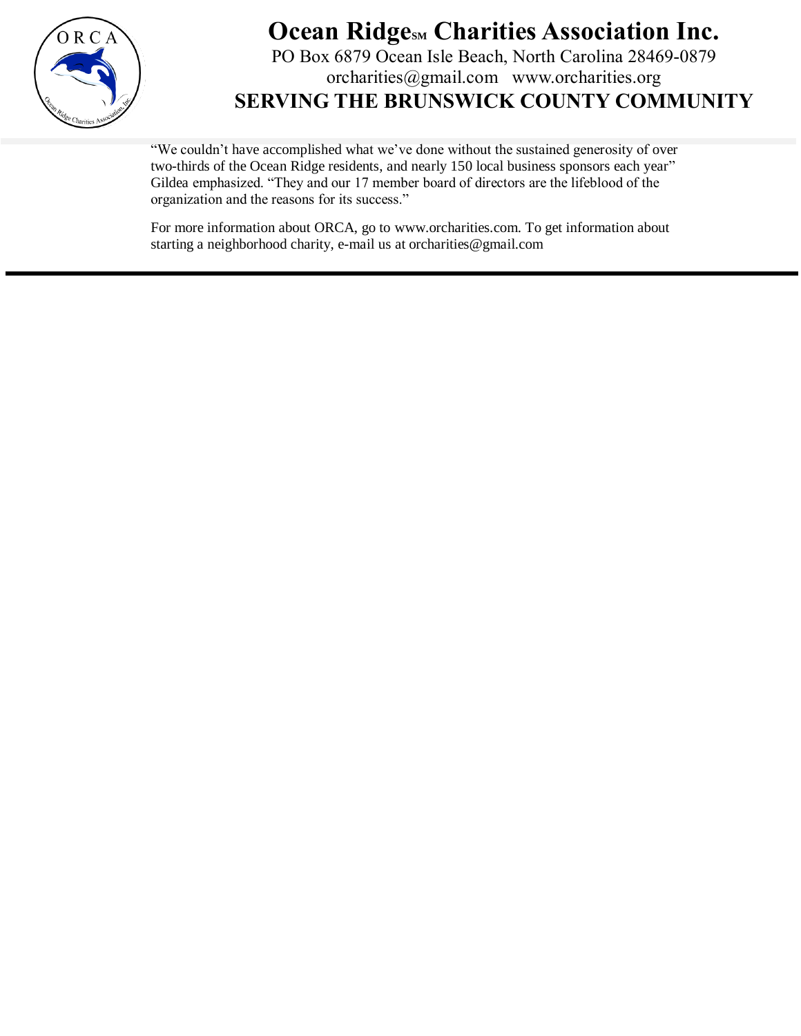# Ocean Ridge℠ Charities Association Inc.

PO Box 6879 Ocean Isle Beach, North Carolina 28469-0879
orcharities@gmail.com www.orcharities.org

**SERVING THE BRUNSWICK COUNTY COMMUNITY**

"We couldn't have accomplished what we've done without the sustained generosity of over two-thirds of the Ocean Ridge residents, and nearly 150 local business sponsors each year" Gildea emphasized. "They and our 17 member board of directors are the lifeblood of the organization and the reasons for its success."

For more information about ORCA, go to www.orcharities.com. To get information about starting a neighborhood charity, e-mail us at orcharities@gmail.com